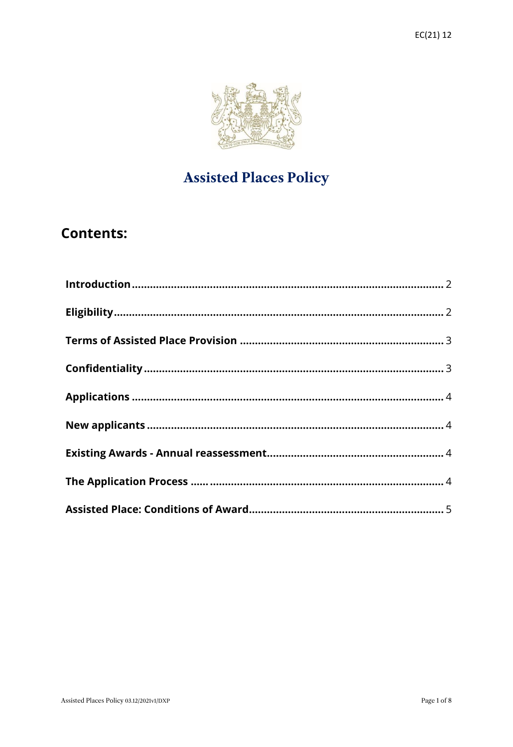EC(21) 12

# Assisted Places Policy

## Contents:

| | |
|---|---|
| **Introduction** | 2 |
| **Eligibility** | 2 |
| **Terms of Assisted Place Provision** | 3 |
| **Confidentiality** | 3 |
| **Applications** | 4 |
| **New applicants** | 4 |
| **Existing Awards - Annual reassessment** | 4 |
| **The Application Process** | 4 |
| **Assisted Place: Conditions of Award** | 5 |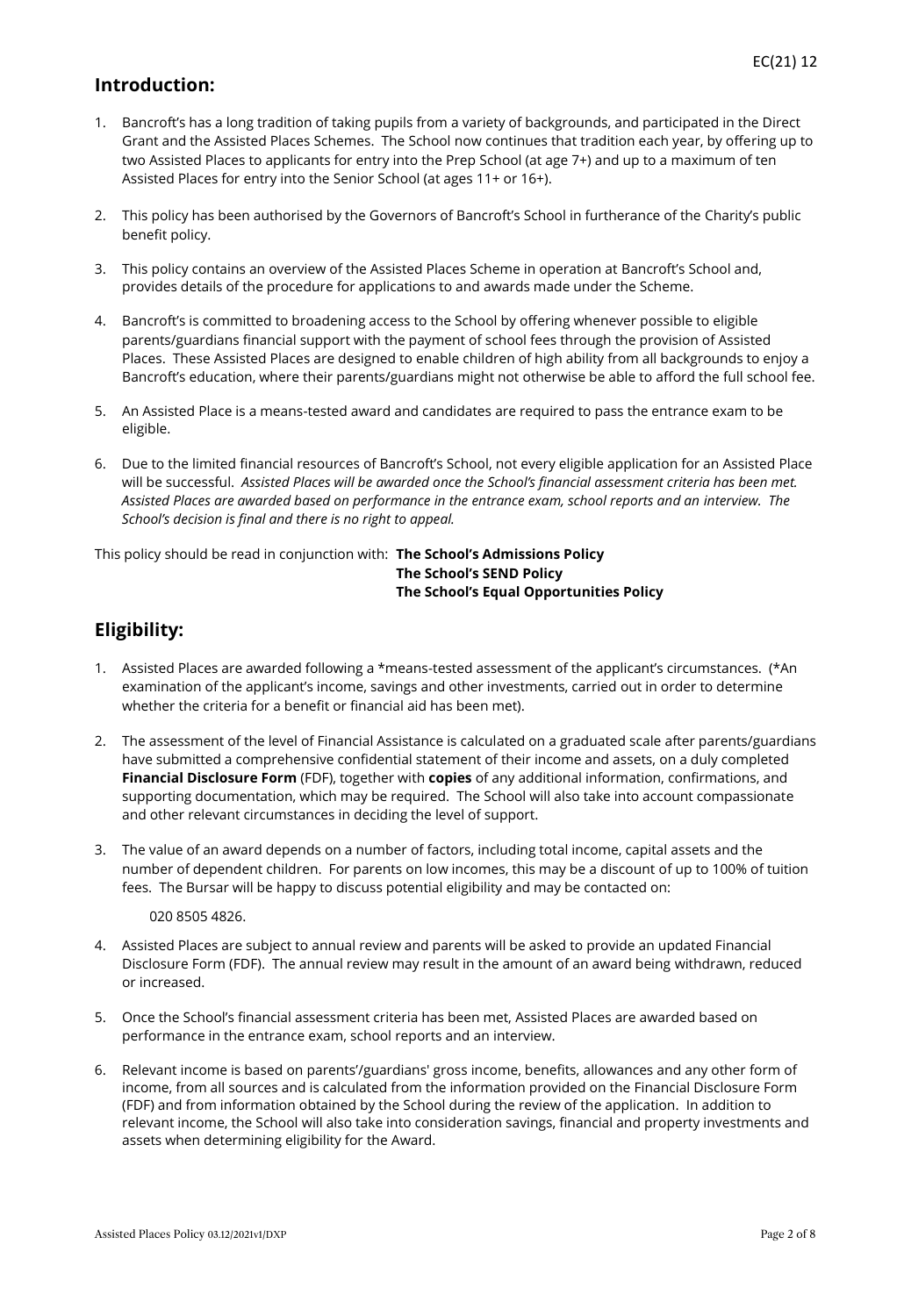## Introduction:

1. Bancroft's has a long tradition of taking pupils from a variety of backgrounds, and participated in the Direct Grant and the Assisted Places Schemes. The School now continues that tradition each year, by offering up to two Assisted Places to applicants for entry into the Prep School (at age 7+) and up to a maximum of ten Assisted Places for entry into the Senior School (at ages 11+ or 16+).

2. This policy has been authorised by the Governors of Bancroft's School in furtherance of the Charity's public benefit policy.

3. This policy contains an overview of the Assisted Places Scheme in operation at Bancroft's School and, provides details of the procedure for applications to and awards made under the Scheme.

4. Bancroft's is committed to broadening access to the School by offering whenever possible to eligible parents/guardians financial support with the payment of school fees through the provision of Assisted Places. These Assisted Places are designed to enable children of high ability from all backgrounds to enjoy a Bancroft's education, where their parents/guardians might not otherwise be able to afford the full school fee.

5. An Assisted Place is a means-tested award and candidates are required to pass the entrance exam to be eligible.

6. Due to the limited financial resources of Bancroft's School, not every eligible application for an Assisted Place will be successful. *Assisted Places will be awarded once the School's financial assessment criteria has been met. Assisted Places are awarded based on performance in the entrance exam, school reports and an interview. The School's decision is final and there is no right to appeal.*

This policy should be read in conjunction with: **The School's Admissions Policy**
**The School's SEND Policy**
**The School's Equal Opportunities Policy**

## Eligibility:

1. Assisted Places are awarded following a *means-tested assessment of the applicant's circumstances. (*An examination of the applicant's income, savings and other investments, carried out in order to determine whether the criteria for a benefit or financial aid has been met).

2. The assessment of the level of Financial Assistance is calculated on a graduated scale after parents/guardians have submitted a comprehensive confidential statement of their income and assets, on a duly completed **Financial Disclosure Form** (FDF), together with **copies** of any additional information, confirmations, and supporting documentation, which may be required. The School will also take into account compassionate and other relevant circumstances in deciding the level of support.

3. The value of an award depends on a number of factors, including total income, capital assets and the number of dependent children. For parents on low incomes, this may be a discount of up to 100% of tuition fees. The Bursar will be happy to discuss potential eligibility and may be contacted on:

   020 8505 4826.

4. Assisted Places are subject to annual review and parents will be asked to provide an updated Financial Disclosure Form (FDF). The annual review may result in the amount of an award being withdrawn, reduced or increased.

5. Once the School's financial assessment criteria has been met, Assisted Places are awarded based on performance in the entrance exam, school reports and an interview.

6. Relevant income is based on parents'/guardians' gross income, benefits, allowances and any other form of income, from all sources and is calculated from the information provided on the Financial Disclosure Form (FDF) and from information obtained by the School during the review of the application. In addition to relevant income, the School will also take into consideration savings, financial and property investments and assets when determining eligibility for the Award.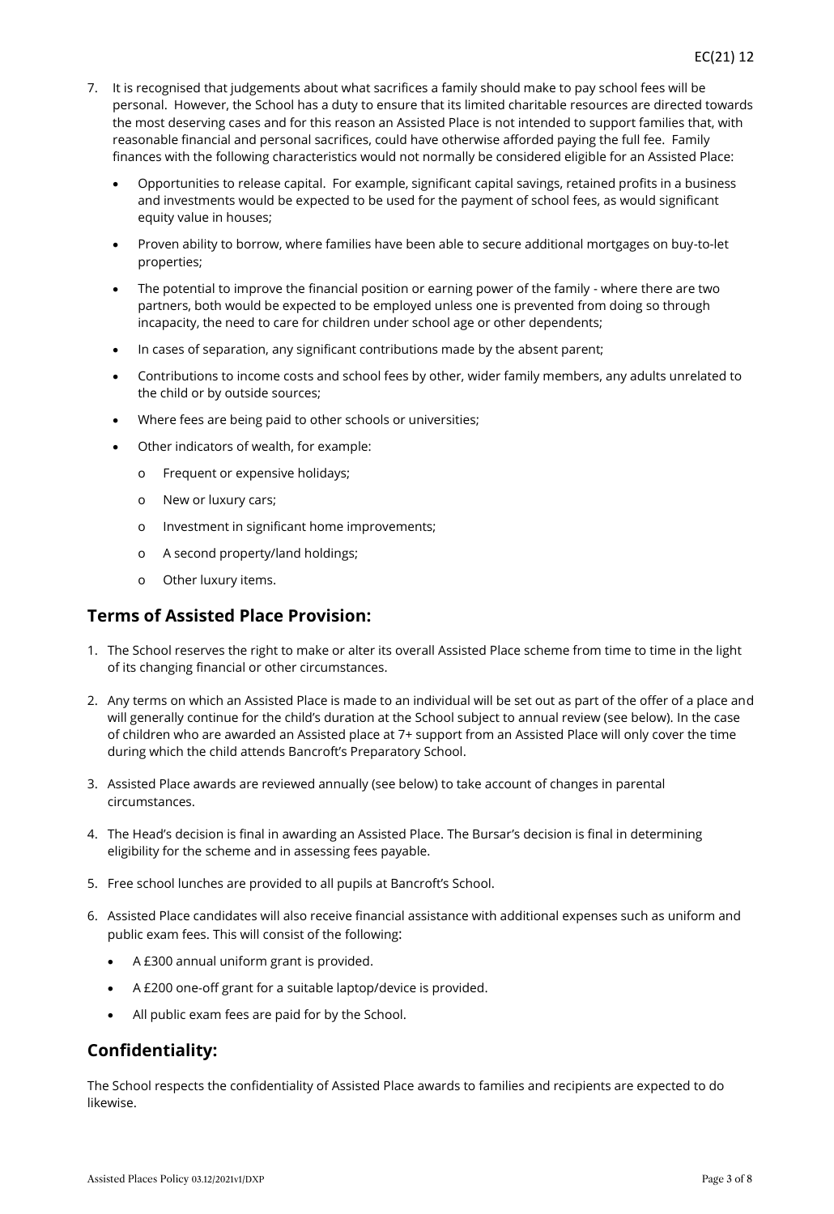7. It is recognised that judgements about what sacrifices a family should make to pay school fees will be personal. However, the School has a duty to ensure that its limited charitable resources are directed towards the most deserving cases and for this reason an Assisted Place is not intended to support families that, with reasonable financial and personal sacrifices, could have otherwise afforded paying the full fee. Family finances with the following characteristics would not normally be considered eligible for an Assisted Place:

   - Opportunities to release capital. For example, significant capital savings, retained profits in a business and investments would be expected to be used for the payment of school fees, as would significant equity value in houses;
   - Proven ability to borrow, where families have been able to secure additional mortgages on buy-to-let properties;
   - The potential to improve the financial position or earning power of the family - where there are two partners, both would be expected to be employed unless one is prevented from doing so through incapacity, the need to care for children under school age or other dependents;
   - In cases of separation, any significant contributions made by the absent parent;
   - Contributions to income costs and school fees by other, wider family members, any adults unrelated to the child or by outside sources;
   - Where fees are being paid to other schools or universities;
   - Other indicators of wealth, for example:
     - Frequent or expensive holidays;
     - New or luxury cars;
     - Investment in significant home improvements;
     - A second property/land holdings;
     - Other luxury items.

## Terms of Assisted Place Provision:

1. The School reserves the right to make or alter its overall Assisted Place scheme from time to time in the light of its changing financial or other circumstances.
2. Any terms on which an Assisted Place is made to an individual will be set out as part of the offer of a place and will generally continue for the child's duration at the School subject to annual review (see below). In the case of children who are awarded an Assisted place at 7+ support from an Assisted Place will only cover the time during which the child attends Bancroft's Preparatory School.
3. Assisted Place awards are reviewed annually (see below) to take account of changes in parental circumstances.
4. The Head's decision is final in awarding an Assisted Place. The Bursar's decision is final in determining eligibility for the scheme and in assessing fees payable.
5. Free school lunches are provided to all pupils at Bancroft's School.
6. Assisted Place candidates will also receive financial assistance with additional expenses such as uniform and public exam fees. This will consist of the following:
   - A £300 annual uniform grant is provided.
   - A £200 one-off grant for a suitable laptop/device is provided.
   - All public exam fees are paid for by the School.

## Confidentiality:

The School respects the confidentiality of Assisted Place awards to families and recipients are expected to do likewise.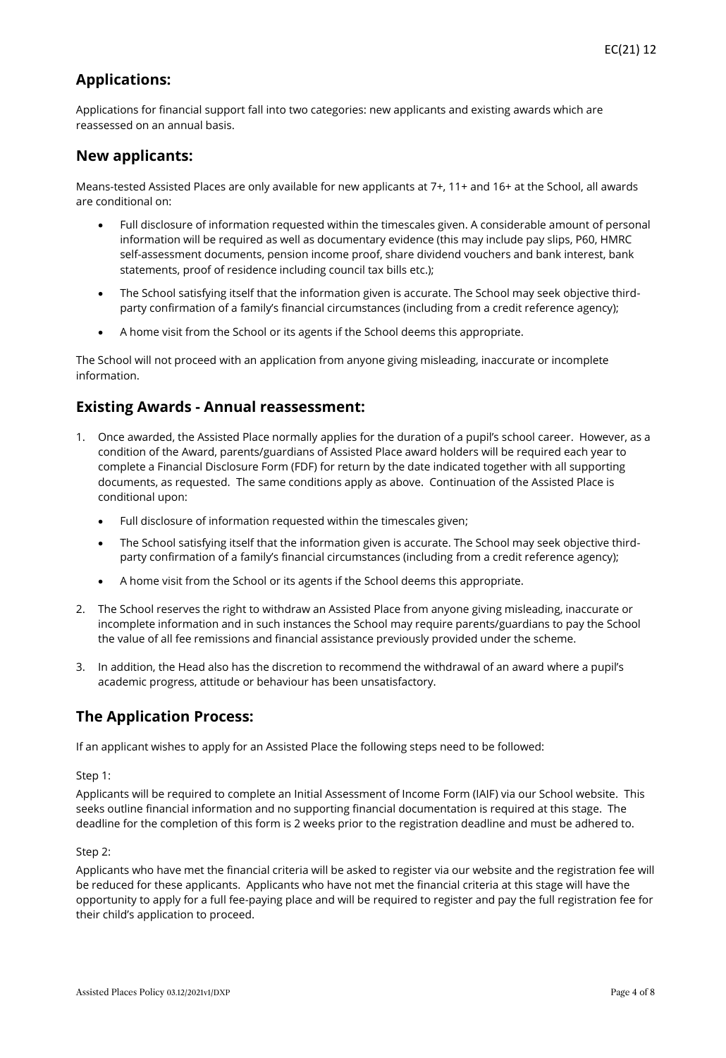## Applications:

Applications for financial support fall into two categories: new applicants and existing awards which are reassessed on an annual basis.

## New applicants:

Means-tested Assisted Places are only available for new applicants at 7+, 11+ and 16+ at the School, all awards are conditional on:

- Full disclosure of information requested within the timescales given. A considerable amount of personal information will be required as well as documentary evidence (this may include pay slips, P60, HMRC self-assessment documents, pension income proof, share dividend vouchers and bank interest, bank statements, proof of residence including council tax bills etc.);
- The School satisfying itself that the information given is accurate. The School may seek objective third-party confirmation of a family's financial circumstances (including from a credit reference agency);
- A home visit from the School or its agents if the School deems this appropriate.

The School will not proceed with an application from anyone giving misleading, inaccurate or incomplete information.

## Existing Awards - Annual reassessment:

1. Once awarded, the Assisted Place normally applies for the duration of a pupil's school career. However, as a condition of the Award, parents/guardians of Assisted Place award holders will be required each year to complete a Financial Disclosure Form (FDF) for return by the date indicated together with all supporting documents, as requested. The same conditions apply as above. Continuation of the Assisted Place is conditional upon:
   - Full disclosure of information requested within the timescales given;
   - The School satisfying itself that the information given is accurate. The School may seek objective third-party confirmation of a family's financial circumstances (including from a credit reference agency);
   - A home visit from the School or its agents if the School deems this appropriate.
2. The School reserves the right to withdraw an Assisted Place from anyone giving misleading, inaccurate or incomplete information and in such instances the School may require parents/guardians to pay the School the value of all fee remissions and financial assistance previously provided under the scheme.
3. In addition, the Head also has the discretion to recommend the withdrawal of an award where a pupil's academic progress, attitude or behaviour has been unsatisfactory.

## The Application Process:

If an applicant wishes to apply for an Assisted Place the following steps need to be followed:

Step 1:

Applicants will be required to complete an Initial Assessment of Income Form (IAIF) via our School website. This seeks outline financial information and no supporting financial documentation is required at this stage. The deadline for the completion of this form is 2 weeks prior to the registration deadline and must be adhered to.

Step 2:

Applicants who have met the financial criteria will be asked to register via our website and the registration fee will be reduced for these applicants. Applicants who have not met the financial criteria at this stage will have the opportunity to apply for a full fee-paying place and will be required to register and pay the full registration fee for their child's application to proceed.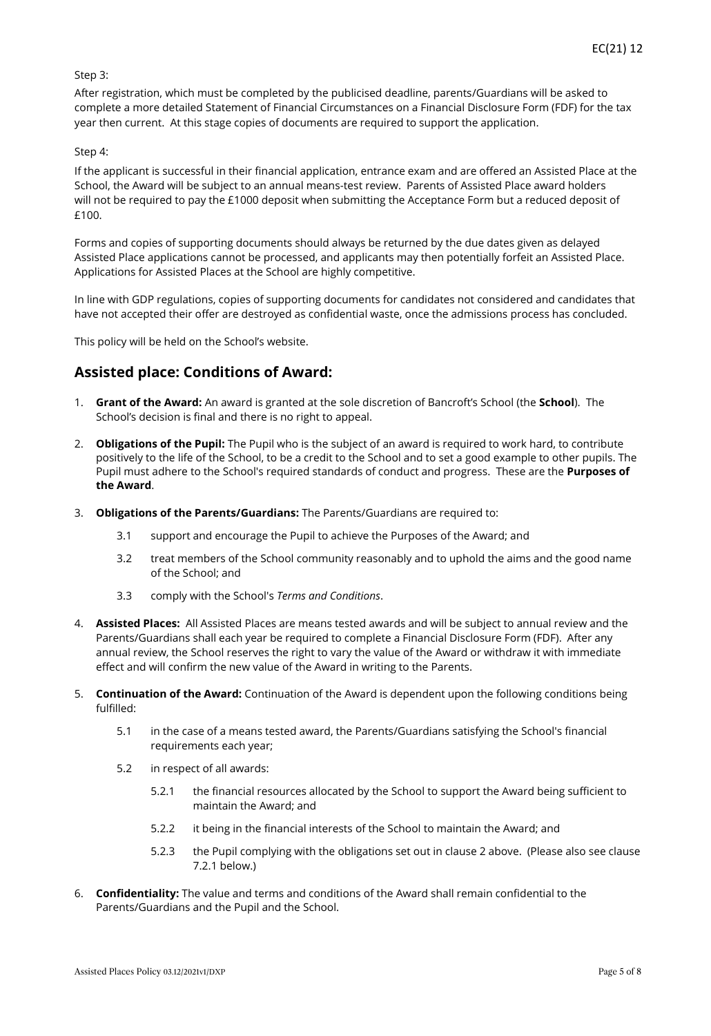Step 3:

After registration, which must be completed by the publicised deadline, parents/Guardians will be asked to complete a more detailed Statement of Financial Circumstances on a Financial Disclosure Form (FDF) for the tax year then current. At this stage copies of documents are required to support the application.

Step 4:

If the applicant is successful in their financial application, entrance exam and are offered an Assisted Place at the School, the Award will be subject to an annual means-test review. Parents of Assisted Place award holders will not be required to pay the £1000 deposit when submitting the Acceptance Form but a reduced deposit of £100.

Forms and copies of supporting documents should always be returned by the due dates given as delayed Assisted Place applications cannot be processed, and applicants may then potentially forfeit an Assisted Place. Applications for Assisted Places at the School are highly competitive.

In line with GDP regulations, copies of supporting documents for candidates not considered and candidates that have not accepted their offer are destroyed as confidential waste, once the admissions process has concluded.

This policy will be held on the School's website.

## Assisted place: Conditions of Award:

1. **Grant of the Award:** An award is granted at the sole discretion of Bancroft's School (the **School**). The School's decision is final and there is no right to appeal.

2. **Obligations of the Pupil:** The Pupil who is the subject of an award is required to work hard, to contribute positively to the life of the School, to be a credit to the School and to set a good example to other pupils. The Pupil must adhere to the School's required standards of conduct and progress. These are the **Purposes of the Award**.

3. **Obligations of the Parents/Guardians:** The Parents/Guardians are required to:

    3.1 support and encourage the Pupil to achieve the Purposes of the Award; and

    3.2 treat members of the School community reasonably and to uphold the aims and the good name of the School; and

    3.3 comply with the School's *Terms and Conditions*.

4. **Assisted Places:** All Assisted Places are means tested awards and will be subject to annual review and the Parents/Guardians shall each year be required to complete a Financial Disclosure Form (FDF). After any annual review, the School reserves the right to vary the value of the Award or withdraw it with immediate effect and will confirm the new value of the Award in writing to the Parents.

5. **Continuation of the Award:** Continuation of the Award is dependent upon the following conditions being fulfilled:

    5.1 in the case of a means tested award, the Parents/Guardians satisfying the School's financial requirements each year;

    5.2 in respect of all awards:

    5.2.1 the financial resources allocated by the School to support the Award being sufficient to maintain the Award; and

    5.2.2 it being in the financial interests of the School to maintain the Award; and

    5.2.3 the Pupil complying with the obligations set out in clause 2 above. (Please also see clause 7.2.1 below.)

6. **Confidentiality:** The value and terms and conditions of the Award shall remain confidential to the Parents/Guardians and the Pupil and the School.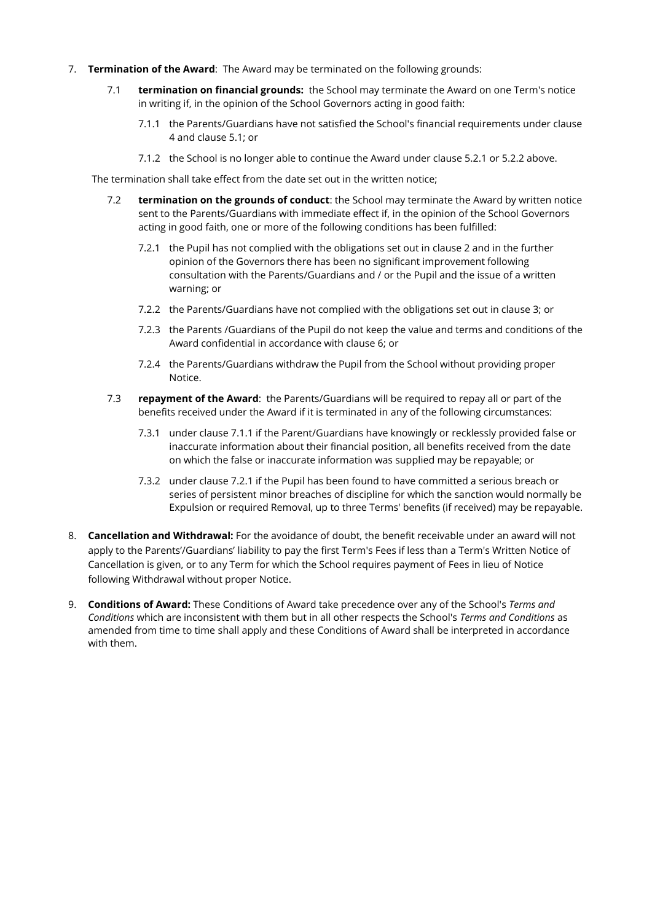7. **Termination of the Award**: The Award may be terminated on the following grounds:

   7.1 **termination on financial grounds:** the School may terminate the Award on one Term's notice in writing if, in the opinion of the School Governors acting in good faith:

      7.1.1 the Parents/Guardians have not satisfied the School's financial requirements under clause 4 and clause 5.1; or

      7.1.2 the School is no longer able to continue the Award under clause 5.2.1 or 5.2.2 above.

   The termination shall take effect from the date set out in the written notice;

   7.2 **termination on the grounds of conduct**: the School may terminate the Award by written notice sent to the Parents/Guardians with immediate effect if, in the opinion of the School Governors acting in good faith, one or more of the following conditions has been fulfilled:

      7.2.1 the Pupil has not complied with the obligations set out in clause 2 and in the further opinion of the Governors there has been no significant improvement following consultation with the Parents/Guardians and / or the Pupil and the issue of a written warning; or

      7.2.2 the Parents/Guardians have not complied with the obligations set out in clause 3; or

      7.2.3 the Parents /Guardians of the Pupil do not keep the value and terms and conditions of the Award confidential in accordance with clause 6; or

      7.2.4 the Parents/Guardians withdraw the Pupil from the School without providing proper Notice.

   7.3 **repayment of the Award**: the Parents/Guardians will be required to repay all or part of the benefits received under the Award if it is terminated in any of the following circumstances:

      7.3.1 under clause 7.1.1 if the Parent/Guardians have knowingly or recklessly provided false or inaccurate information about their financial position, all benefits received from the date on which the false or inaccurate information was supplied may be repayable; or

      7.3.2 under clause 7.2.1 if the Pupil has been found to have committed a serious breach or series of persistent minor breaches of discipline for which the sanction would normally be Expulsion or required Removal, up to three Terms' benefits (if received) may be repayable.

8. **Cancellation and Withdrawal:** For the avoidance of doubt, the benefit receivable under an award will not apply to the Parents'/Guardians' liability to pay the first Term's Fees if less than a Term's Written Notice of Cancellation is given, or to any Term for which the School requires payment of Fees in lieu of Notice following Withdrawal without proper Notice.

9. **Conditions of Award:** These Conditions of Award take precedence over any of the School's *Terms and Conditions* which are inconsistent with them but in all other respects the School's *Terms and Conditions* as amended from time to time shall apply and these Conditions of Award shall be interpreted in accordance with them.